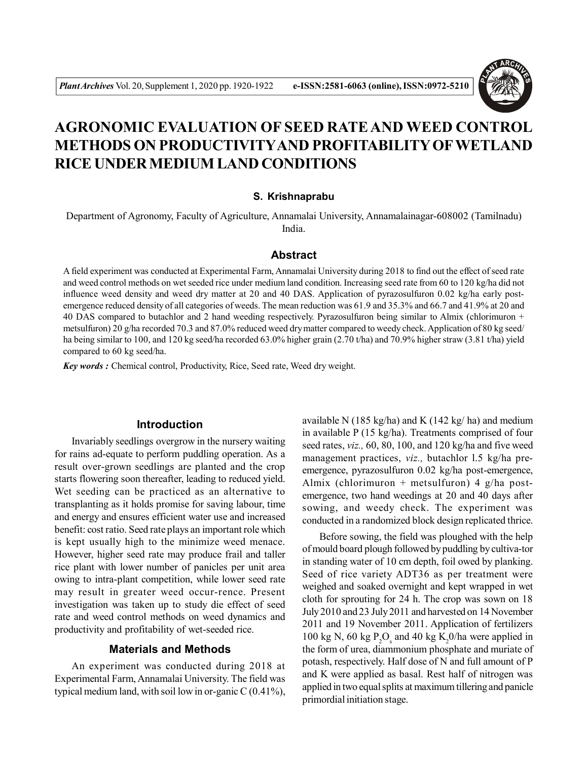// AGRONOMIC EVALUATION OF SEED RATE AND WEED CONTROL METHODS ON PRODUCTIVITY AND PROFITABILITY OF WETLAND RICE UNDER MEDIUM LAND CONDITIONS

**S. Krishnaprabu**

Department of Agronomy, Faculty of Agriculture, Annamalai University, Annamalainagar-608002 (Tamilnadu) India.

## Abstract

A field experiment was conducted at Experimental Farm, Annamalai University during 2018 to find out the effect of seed rate and weed control methods on wet seeded rice under medium land condition. Increasing seed rate from 60 to 120 kg/ha did not influence weed density and weed dry matter at 20 and 40 DAS. Application of pyrazosulfuron 0.02 kg/ha early post-emergence reduced density of all categories of weeds. The mean reduction was 61.9 and 35.3% and 66.7 and 41.9% at 20 and 40 DAS compared to butachlor and 2 hand weeding respectively. Pyrazosulfuron being similar to Almix (chlorimuron + metsulfuron) 20 g/ha recorded 70.3 and 87.0% reduced weed dry matter compared to weedy check. Application of 80 kg seed/ha being similar to 100, and 120 kg seed/ha recorded 63.0% higher grain (2.70 t/ha) and 70.9% higher straw (3.81 t/ha) yield compared to 60 kg seed/ha.

***Key words :*** Chemical control, Productivity, Rice, Seed rate, Weed dry weight.

## Introduction

Invariably seedlings overgrow in the nursery waiting for rains ad-equate to perform puddling operation. As a result over-grown seedlings are planted and the crop starts flowering soon thereafter, leading to reduced yield. Wet seeding can be practiced as an alternative to transplanting as it holds promise for saving labour, time and energy and ensures efficient water use and increased benefit: cost ratio. Seed rate plays an important role which is kept usually high to the minimize weed menace. However, higher seed rate may produce frail and taller rice plant with lower number of panicles per unit area owing to intra-plant competition, while lower seed rate may result in greater weed occur-rence. Present investigation was taken up to study die effect of seed rate and weed control methods on weed dynamics and productivity and profitability of wet-seeded rice.

## Materials and Methods

An experiment was conducted during 2018 at Experimental Farm, Annamalai University. The field was typical medium land, with soil low in or-ganic C (0.41%), available N (185 kg/ha) and K (142 kg/ ha) and medium in available P (15 kg/ha). Treatments comprised of four seed rates, *viz.,* 60, 80, 100, and 120 kg/ha and five weed management practices, *viz.,* butachlor l.5 kg/ha pre-emergence, pyrazosulfuron 0.02 kg/ha post-emergence, Almix (chlorimuron + metsulfuron) 4 g/ha post-emergence, two hand weedings at 20 and 40 days after sowing, and weedy check. The experiment was conducted in a randomized block design replicated thrice.

Before sowing, the field was ploughed with the help of mould board plough followed by puddling by cultiva-tor in standing water of 10 cm depth, foil owed by planking. Seed of rice variety ADT36 as per treatment were weighed and soaked overnight and kept wrapped in wet cloth for sprouting for 24 h. The crop was sown on 18 July 2010 and 23 July 2011 and harvested on 14 November 2011 and 19 November 2011. Application of fertilizers 100 kg N, 60 kg $P_2O_s$ and 40 kg $K_20$/ha were applied in the form of urea, diammonium phosphate and muriate of potash, respectively. Half dose of N and full amount of P and K were applied as basal. Rest half of nitrogen was applied in two equal splits at maximum tillering and panicle primordial initiation stage.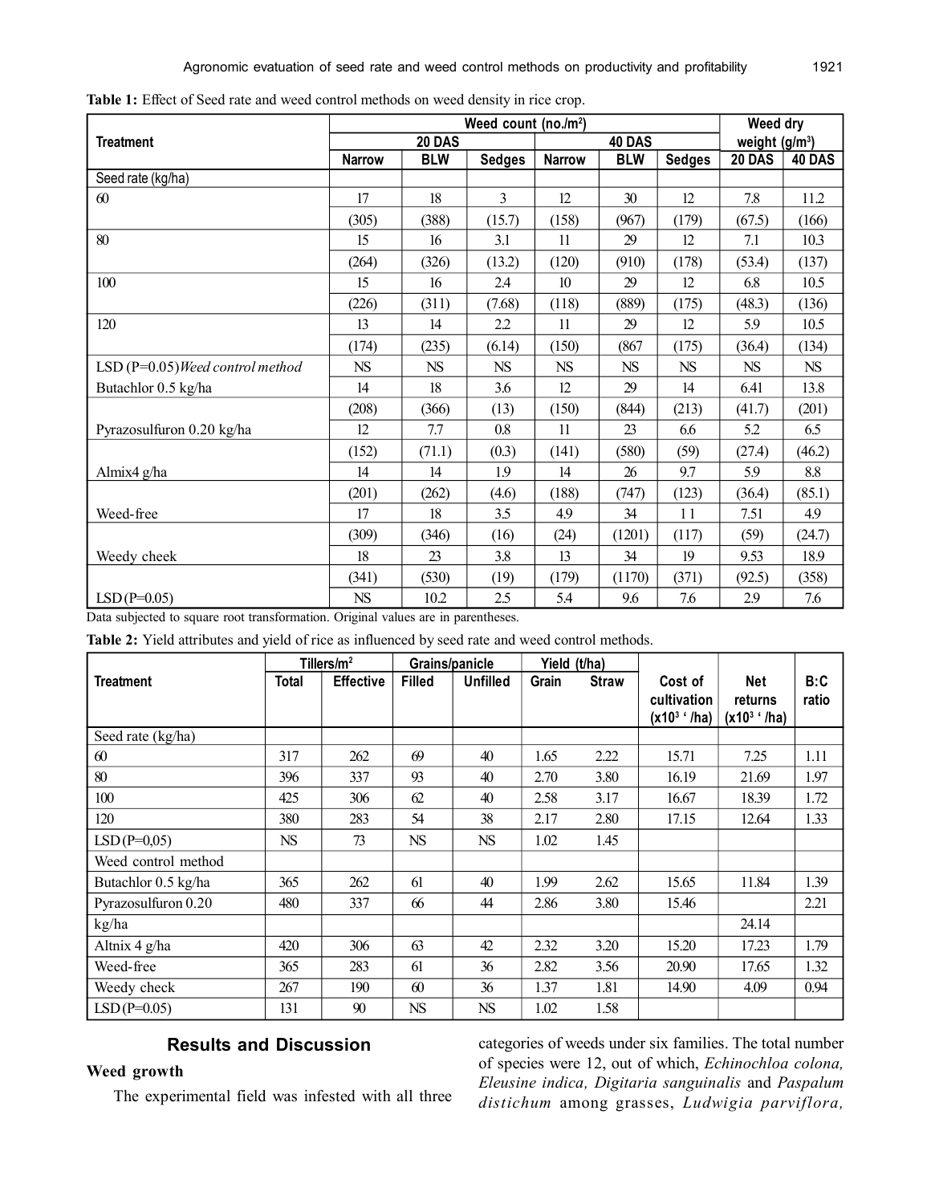**Table 1:** Effect of Seed rate and weed control methods on weed density in rice crop.

| Treatment | Weed count (no./m$^2$) | | | | | | Weed dry weight (g/m$^3$) | |
|---|---|---|---|---|---|---|---|---|
| | 20 DAS | | | 40 DAS | | | 20 DAS | 40 DAS |
| | Narrow | BLW | Sedges | Narrow | BLW | Sedges | | |
| Seed rate (kg/ha) | | | | | | | | |
| 60 | 17 | 18 | 3 | 12 | 30 | 12 | 7.8 | 11.2 |
| | (305) | (388) | (15.7) | (158) | (967) | (179) | (67.5) | (166) |
| 80 | 15 | 16 | 3.1 | 11 | 29 | 12 | 7.1 | 10.3 |
| | (264) | (326) | (13.2) | (120) | (910) | (178) | (53.4) | (137) |
| 100 | 15 | 16 | 2.4 | 10 | 29 | 12 | 6.8 | 10.5 |
| | (226) | (311) | (7.68) | (118) | (889) | (175) | (48.3) | (136) |
| 120 | 13 | 14 | 2.2 | 11 | 29 | 12 | 5.9 | 10.5 |
| | (174) | (235) | (6.14) | (150) | (867 | (175) | (36.4) | (134) |
| LSD (P=0.05) *Weed control method* | NS | NS | NS | NS | NS | NS | NS | NS |
| Butachlor 0.5 kg/ha | 14 | 18 | 3.6 | 12 | 29 | 14 | 6.41 | 13.8 |
| | (208) | (366) | (13) | (150) | (844) | (213) | (41.7) | (201) |
| Pyrazosulfuron 0.20 kg/ha | 12 | 7.7 | 0.8 | 11 | 23 | 6.6 | 5.2 | 6.5 |
| | (152) | (71.1) | (0.3) | (141) | (580) | (59) | (27.4) | (46.2) |
| Almix4 g/ha | 14 | 14 | 1.9 | 14 | 26 | 9.7 | 5.9 | 8.8 |
| | (201) | (262) | (4.6) | (188) | (747) | (123) | (36.4) | (85.1) |
| Weed-free | 17 | 18 | 3.5 | 4.9 | 34 | 11 | 7.51 | 4.9 |
| | (309) | (346) | (16) | (24) | (1201) | (117) | (59) | (24.7) |
| Weedy cheek | 18 | 23 | 3.8 | 13 | 34 | 19 | 9.53 | 18.9 |
| | (341) | (530) | (19) | (179) | (1170) | (371) | (92.5) | (358) |
| LSD (P=0.05) | NS | 10.2 | 2.5 | 5.4 | 9.6 | 7.6 | 2.9 | 7.6 |

Data subjected to square root transformation. Original values are in parentheses.

**Table 2:** Yield attributes and yield of rice as influenced by seed rate and weed control methods.

| Treatment | Tillers/m$^2$ | | Grains/panicle | | Yield (t/ha) | | Cost of cultivation (x10$^3$ ' /ha) | Net returns (x10$^3$ ' /ha) | B:C ratio |
|---|---|---|---|---|---|---|---|---|---|
| | Total | Effective | Filled | Unfilled | Grain | Straw | | | |
| Seed rate (kg/ha) | | | | | | | | | |
| 60 | 317 | 262 | 69 | 40 | 1.65 | 2.22 | 15.71 | 7.25 | 1.11 |
| 80 | 396 | 337 | 93 | 40 | 2.70 | 3.80 | 16.19 | 21.69 | 1.97 |
| 100 | 425 | 306 | 62 | 40 | 2.58 | 3.17 | 16.67 | 18.39 | 1.72 |
| 120 | 380 | 283 | 54 | 38 | 2.17 | 2.80 | 17.15 | 12.64 | 1.33 |
| LSD (P=0,05) | NS | 73 | NS | NS | 1.02 | 1.45 | | | |
| Weed control method | | | | | | | | | |
| Butachlor 0.5 kg/ha | 365 | 262 | 61 | 40 | 1.99 | 2.62 | 15.65 | 11.84 | 1.39 |
| Pyrazosulfuron 0.20 kg/ha | 480 | 337 | 66 | 44 | 2.86 | 3.80 | 15.46 | 24.14 | 2.21 |
| Altnix 4 g/ha | 420 | 306 | 63 | 42 | 2.32 | 3.20 | 15.20 | 17.23 | 1.79 |
| Weed-free | 365 | 283 | 61 | 36 | 2.82 | 3.56 | 20.90 | 17.65 | 1.32 |
| Weedy check | 267 | 190 | 60 | 36 | 1.37 | 1.81 | 14.90 | 4.09 | 0.94 |
| LSD (P=0.05) | 131 | 90 | NS | NS | 1.02 | 1.58 | | | |

## Results and Discussion

### Weed growth

The experimental field was infested with all three categories of weeds under six families. The total number of species were 12, out of which, *Echinochloa colona, Eleusine indica, Digitaria sanguinalis* and *Paspalum distichum* among grasses, *Ludwigia parviflora,*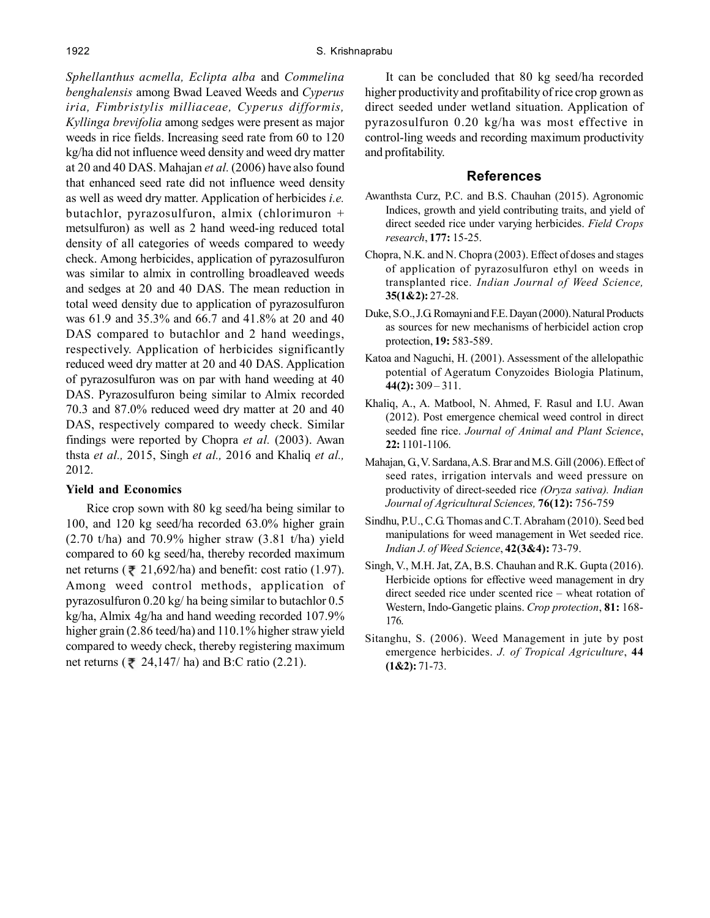*Sphellanthus acmella, Eclipta alba* and *Commelina benghalensis* among Bwad Leaved Weeds and *Cyperus iria, Fimbristylis milliaceae, Cyperus difformis, Kyllinga brevifolia* among sedges were present as major weeds in rice fields. Increasing seed rate from 60 to 120 kg/ha did not influence weed density and weed dry matter at 20 and 40 DAS. Mahajan *et al.* (2006) have also found that enhanced seed rate did not influence weed density as well as weed dry matter. Application of herbicides *i.e.* butachlor, pyrazosulfuron, almix (chlorimuron + metsulfuron) as well as 2 hand weed-ing reduced total density of all categories of weeds compared to weedy check. Among herbicides, application of pyrazosulfuron was similar to almix in controlling broadleaved weeds and sedges at 20 and 40 DAS. The mean reduction in total weed density due to application of pyrazosulfuron was 61.9 and 35.3% and 66.7 and 41.8% at 20 and 40 DAS compared to butachlor and 2 hand weedings, respectively. Application of herbicides significantly reduced weed dry matter at 20 and 40 DAS. Application of pyrazosulfuron was on par with hand weeding at 40 DAS. Pyrazosulfuron being similar to Almix recorded 70.3 and 87.0% reduced weed dry matter at 20 and 40 DAS, respectively compared to weedy check. Similar findings were reported by Chopra *et al.* (2003). Awan thsta *et al.,* 2015, Singh *et al.,* 2016 and Khaliq *et al.,* 2012.

### Yield and Economics

Rice crop sown with 80 kg seed/ha being similar to 100, and 120 kg seed/ha recorded 63.0% higher grain (2.70 t/ha) and 70.9% higher straw (3.81 t/ha) yield compared to 60 kg seed/ha, thereby recorded maximum net returns (₹ 21,692/ha) and benefit: cost ratio (1.97). Among weed control methods, application of pyrazosulfuron 0.20 kg/ ha being similar to butachlor 0.5 kg/ha, Almix 4g/ha and hand weeding recorded 107.9% higher grain (2.86 teed/ha) and 110.1% higher straw yield compared to weedy check, thereby registering maximum net returns (₹ 24,147/ ha) and B:C ratio (2.21).

It can be concluded that 80 kg seed/ha recorded higher productivity and profitability of rice crop grown as direct seeded under wetland situation. Application of pyrazosulfuron 0.20 kg/ha was most effective in control-ling weeds and recording maximum productivity and profitability.

## References

Awanthsta Curz, P.C. and B.S. Chauhan (2015). Agronomic Indices, growth and yield contributing traits, and yield of direct seeded rice under varying herbicides. *Field Crops research*, **177:** 15-25.

Chopra, N.K. and N. Chopra (2003). Effect of doses and stages of application of pyrazosulfuron ethyl on weeds in transplanted rice. *Indian Journal of Weed Science,* **35(1&2):** 27-28.

Duke, S.O., J.G. Romayni and F.E. Dayan (2000). Natural Products as sources for new mechanisms of herbicidel action crop protection, **19:** 583-589.

Katoa and Naguchi, H. (2001). Assessment of the allelopathic potential of Ageratum Conyzoides Biologia Platinum, **44(2):** 309 – 311.

Khaliq, A., A. Matbool, N. Ahmed, F. Rasul and I.U. Awan (2012). Post emergence chemical weed control in direct seeded fine rice. *Journal of Animal and Plant Science*, **22:** 1101-1106.

Mahajan, G., V. Sardana, A.S. Brar and M.S. Gill (2006). Effect of seed rates, irrigation intervals and weed pressure on productivity of direct-seeded rice *(Oryza sativa). Indian Journal of Agricultural Sciences,* **76(12):** 756-759

Sindhu, P.U., C.G. Thomas and C.T. Abraham (2010). Seed bed manipulations for weed management in Wet seeded rice. *Indian J. of Weed Science*, **42(3&4):** 73-79.

Singh, V., M.H. Jat, ZA, B.S. Chauhan and R.K. Gupta (2016). Herbicide options for effective weed management in dry direct seeded rice under scented rice – wheat rotation of Western, Indo-Gangetic plains. *Crop protection*, **81:** 168-176.

Sitanghu, S. (2006). Weed Management in jute by post emergence herbicides. *J. of Tropical Agriculture*, **44 (1&2):** 71-73.